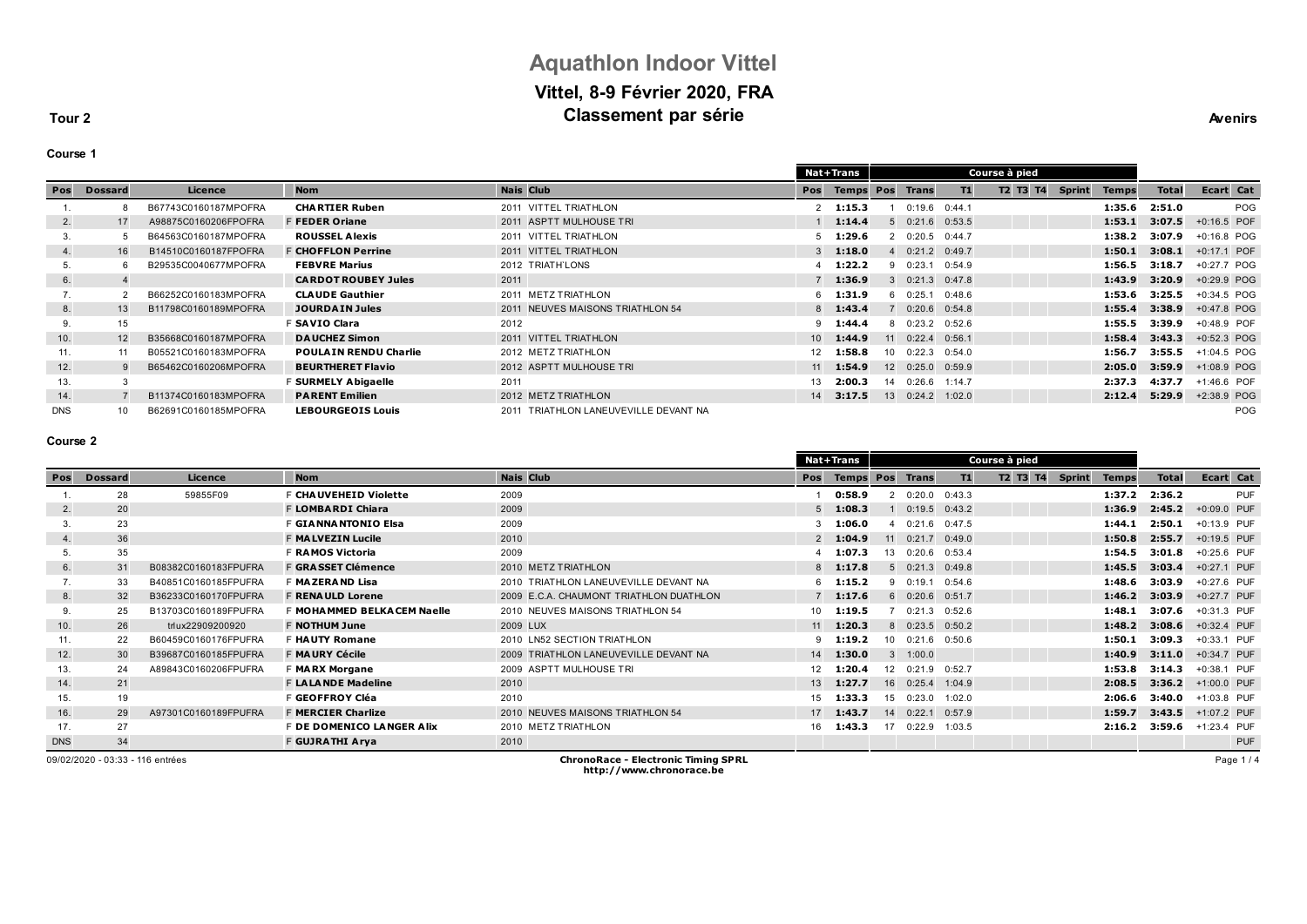# Aquathlon Indoor Vittel

## Vittel, 8-9 Février 2020, FRA

## Classement par série

**Tour 2** **Avenirs**

### Course 1

| | | | | | | Nat+Trans | | Course à pied | | | | | | | | | |
|---|---|---|---|---|---|---|---|---|---|---|---|---|---|---|---|---|---|
| Pos | Dossard | Licence | Nom | Nais | Club | Pos | Temps | Pos | Trans | T1 | T2 | T3 | T4 | Sprint | Temps | Total | Ecart | Cat |
| 1. | 8 | B67743C0160187MPOFRA | CHARTIER Ruben | 2011 | VITTEL TRIATHLON | 2 | 1:15.3 | 1 | 0:19.6 | 0:44.1 | | | | | 1:35.6 | 2:51.0 | | POG |
| 2. | 17 | A98875C0160206FPOFRA | F FEDER Oriane | 2011 | ASPTT MULHOUSE TRI | 1 | 1:14.4 | 5 | 0:21.6 | 0:53.5 | | | | | 1:53.1 | 3:07.5 | +0:16.5 | POF |
| 3. | 5 | B64563C0160187MPOFRA | ROUSSEL Alexis | 2011 | VITTEL TRIATHLON | 5 | 1:29.6 | 2 | 0:20.5 | 0:44.7 | | | | | 1:38.2 | 3:07.9 | +0:16.8 | POG |
| 4. | 16 | B14510C0160187FPOFRA | F CHOFFLON Perrine | 2011 | VITTEL TRIATHLON | 3 | 1:18.0 | 4 | 0:21.2 | 0:49.7 | | | | | 1:50.1 | 3:08.1 | +0:17.1 | POF |
| 5. | 6 | B29535C0040677MPOFRA | FEBVRE Marius | 2012 | TRIATH'LONS | 4 | 1:22.2 | 9 | 0:23.1 | 0:54.9 | | | | | 1:56.5 | 3:18.7 | +0:27.7 | POG |
| 6. | 4 | | CARDOT ROUBEY Jules | 2011 | | 7 | 1:36.9 | 3 | 0:21.3 | 0:47.8 | | | | | 1:43.9 | 3:20.9 | +0:29.9 | POG |
| 7. | 2 | B66252C0160183MPOFRA | CLAUDE Gauthier | 2011 | METZ TRIATHLON | 6 | 1:31.9 | 6 | 0:25.1 | 0:48.6 | | | | | 1:53.6 | 3:25.5 | +0:34.5 | POG |
| 8. | 13 | B11798C0160189MPOFRA | JOURDAIN Jules | 2011 | NEUVES MAISONS TRIATHLON 54 | 8 | 1:43.4 | 7 | 0:20.6 | 0:54.8 | | | | | 1:55.4 | 3:38.9 | +0:47.8 | POG |
| 9. | 15 | | F SAVIO Clara | 2012 | | 9 | 1:44.4 | 8 | 0:23.2 | 0:52.6 | | | | | 1:55.5 | 3:39.9 | +0:48.9 | POF |
| 10. | 12 | B35668C0160187MPOFRA | DAUCHEZ Simon | 2011 | VITTEL TRIATHLON | 10 | 1:44.9 | 11 | 0:22.4 | 0:56.1 | | | | | 1:58.4 | 3:43.3 | +0:52.3 | POG |
| 11. | 11 | B05521C0160183MPOFRA | POULAIN RENDU Charlie | 2012 | METZ TRIATHLON | 12 | 1:58.8 | 10 | 0:22.3 | 0:54.0 | | | | | 1:56.7 | 3:55.5 | +1:04.5 | POG |
| 12. | 9 | B65462C0160206MPOFRA | BEURTHERET Flavio | 2012 | ASPTT MULHOUSE TRI | 11 | 1:54.9 | 12 | 0:25.0 | 0:59.9 | | | | | 2:05.0 | 3:59.9 | +1:08.9 | POG |
| 13. | 3 | | F SURMELY Abigaelle | 2011 | | 13 | 2:00.3 | 14 | 0:26.6 | 1:14.7 | | | | | 2:37.3 | 4:37.7 | +1:46.6 | POF |
| 14. | 7 | B11374C0160183MPOFRA | PARENT Emilien | 2012 | METZ TRIATHLON | 14 | 3:17.5 | 13 | 0:24.2 | 1:02.0 | | | | | 2:12.4 | 5:29.9 | +2:38.9 | POG |
| DNS | 10 | B62691C0160185MPOFRA | LEBOURGEOIS Louis | 2011 | TRIATHLON LANEUVEVILLE DEVANT NA | | | | | | | | | | | | | POG |

### Course 2

| | | | | | | Nat+Trans | | Course à pied | | | | | | | | | |
|---|---|---|---|---|---|---|---|---|---|---|---|---|---|---|---|---|---|
| Pos | Dossard | Licence | Nom | Nais | Club | Pos | Temps | Pos | Trans | T1 | T2 | T3 | T4 | Sprint | Temps | Total | Ecart | Cat |
| 1. | 28 | 59855F09 | F CHAUVEHEID Violette | 2009 | | 1 | 0:58.9 | 2 | 0:20.0 | 0:43.3 | | | | | 1:37.2 | 2:36.2 | | PUF |
| 2. | 20 | | F LOMBARDI Chiara | 2009 | | 5 | 1:08.3 | 1 | 0:19.5 | 0:43.2 | | | | | 1:36.9 | 2:45.2 | +0:09.0 | PUF |
| 3. | 23 | | F GIANNANTONIO Elsa | 2009 | | 3 | 1:06.0 | 4 | 0:21.6 | 0:47.5 | | | | | 1:44.1 | 2:50.1 | +0:13.9 | PUF |
| 4. | 36 | | F MALVEZIN Lucile | 2010 | | 2 | 1:04.9 | 11 | 0:21.7 | 0:49.0 | | | | | 1:50.8 | 2:55.7 | +0:19.5 | PUF |
| 5. | 35 | | F RAMOS Victoria | 2009 | | 4 | 1:07.3 | 13 | 0:20.6 | 0:53.4 | | | | | 1:54.5 | 3:01.8 | +0:25.6 | PUF |
| 6. | 31 | B08382C0160183FPUFRA | F GRASSET Clémence | 2010 | METZ TRIATHLON | 8 | 1:17.8 | 5 | 0:21.3 | 0:49.8 | | | | | 1:45.5 | 3:03.4 | +0:27.1 | PUF |
| 7. | 33 | B40851C0160185FPUFRA | F MAZERAND Lisa | 2010 | TRIATHLON LANEUVEVILLE DEVANT NA | 6 | 1:15.2 | 9 | 0:19.1 | 0:54.6 | | | | | 1:48.6 | 3:03.9 | +0:27.6 | PUF |
| 8. | 32 | B36233C0160170FPUFRA | F RENAULD Lorene | 2009 | E.C.A. CHAUMONT TRIATHLON DUATHLON | 7 | 1:17.6 | 6 | 0:20.6 | 0:51.7 | | | | | 1:46.2 | 3:03.9 | +0:27.7 | PUF |
| 9. | 25 | B13703C0160189FPUFRA | F MOHAMMED BELKACEM Naelle | 2010 | NEUVES MAISONS TRIATHLON 54 | 10 | 1:19.5 | 7 | 0:21.3 | 0:52.6 | | | | | 1:48.1 | 3:07.6 | +0:31.3 | PUF |
| 10. | 26 | trlux22909200920 | F NOTHUM June | 2009 | LUX | 11 | 1:20.3 | 8 | 0:23.5 | 0:50.2 | | | | | 1:48.2 | 3:08.6 | +0:32.4 | PUF |
| 11. | 22 | B60459C0160176FPUFRA | F HAUTY Romane | 2010 | LN52 SECTION TRIATHLON | 9 | 1:19.2 | 10 | 0:21.6 | 0:50.6 | | | | | 1:50.1 | 3:09.3 | +0:33.1 | PUF |
| 12. | 30 | B39687C0160185FPUFRA | F MAURY Cécile | 2009 | TRIATHLON LANEUVEVILLE DEVANT NA | 14 | 1:30.0 | 3 | 1:00.0 | | | | | | 1:40.9 | 3:11.0 | +0:34.7 | PUF |
| 13. | 24 | A89843C0160206FPUFRA | F MARX Morgane | 2009 | ASPTT MULHOUSE TRI | 12 | 1:20.4 | 12 | 0:21.9 | 0:52.7 | | | | | 1:53.8 | 3:14.3 | +0:38.1 | PUF |
| 14. | 21 | | F LALANDE Madeline | 2010 | | 13 | 1:27.7 | 16 | 0:25.4 | 1:04.9 | | | | | 2:08.5 | 3:36.2 | +1:00.0 | PUF |
| 15. | 19 | | F GEOFFROY Cléa | 2010 | | 15 | 1:33.3 | 15 | 0:23.0 | 1:02.0 | | | | | 2:06.6 | 3:40.0 | +1:03.8 | PUF |
| 16. | 29 | A97301C0160189FPUFRA | F MERCIER Charlize | 2010 | NEUVES MAISONS TRIATHLON 54 | 17 | 1:43.7 | 14 | 0:22.1 | 0:57.9 | | | | | 1:59.7 | 3:43.5 | +1:07.2 | PUF |
| 17. | 27 | | F DE DOMENICO LANGER Alix | 2010 | METZ TRIATHLON | 16 | 1:43.3 | 17 | 0:22.9 | 1:03.5 | | | | | 2:16.2 | 3:59.6 | +1:23.4 | PUF |
| DNS | 34 | | F GUJRATHI Arya | 2010 | | | | | | | | | | | | | | PUF |

09/02/2020 - 03:33 - 116 entrées

**ChronoRace - Electronic Timing SPRL**
**http://www.chronorace.be**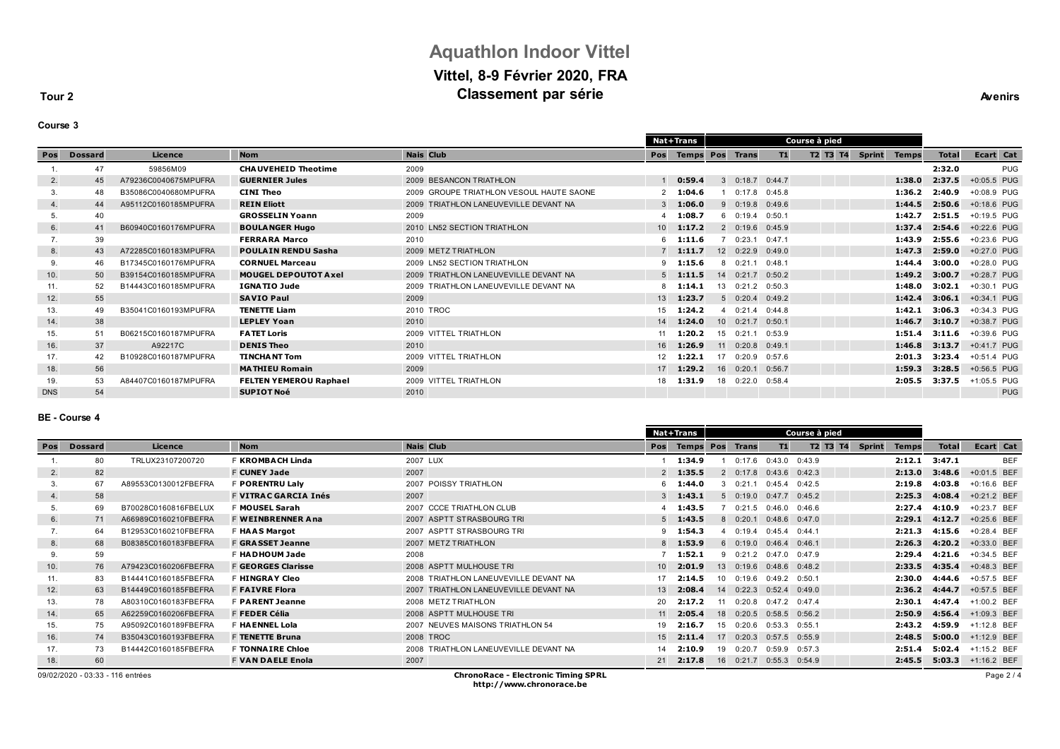# Aquathlon Indoor Vittel

## Vittel, 8-9 Février 2020, FRA

## Classement par série

**Tour 2** **Avenirs**

### Course 3

| | | | | | | Nat+Trans | | Course à pied | | | | | | | | | | |
|---|---|---|---|---|---|---|---|---|---|---|---|---|---|---|---|---|---|---|
| Pos | Dossard | Licence | Nom | Nais | Club | Pos | Temps | Pos | Trans | T1 | T2 | T3 | T4 | Sprint | Temps | Total | Ecart | Cat |
| 1. | 47 | 59856M09 | CHAUVEHEID Theotime | 2009 | | | | | | | | | | | | 2:32.0 | | PUG |
| 2. | 45 | A79236C0040675MPUFRA | GUERNIER Jules | 2009 | BESANCON TRIATHLON | 1 | 0:59.4 | 3 | 0:18.7 | 0:44.7 | | | | | 1:38.0 | 2:37.5 | +0:05.5 | PUG |
| 3. | 48 | B35086C0040680MPUFRA | CINI Theo | 2009 | GROUPE TRIATHLON VESOUL HAUTE SAONE | 2 | 1:04.6 | 1 | 0:17.8 | 0:45.8 | | | | | 1:36.2 | 2:40.9 | +0:08.9 | PUG |
| 4. | 44 | A95112C0160185MPUFRA | REIN Eliott | 2009 | TRIATHLON LANEUVEVILLE DEVANT NA | 3 | 1:06.0 | 9 | 0:19.8 | 0:49.6 | | | | | 1:44.5 | 2:50.6 | +0:18.6 | PUG |
| 5. | 40 | | GROSSELIN Yoann | 2009 | | 4 | 1:08.7 | 6 | 0:19.4 | 0:50.1 | | | | | 1:42.7 | 2:51.5 | +0:19.5 | PUG |
| 6. | 41 | B60940C0160176MPUFRA | BOULANGER Hugo | 2010 | LN52 SECTION TRIATHLON | 10 | 1:17.2 | 2 | 0:19.6 | 0:45.9 | | | | | 1:37.4 | 2:54.6 | +0:22.6 | PUG |
| 7. | 39 | | FERRARA Marco | 2010 | | 6 | 1:11.6 | 7 | 0:23.1 | 0:47.1 | | | | | 1:43.9 | 2:55.6 | +0:23.6 | PUG |
| 8. | 43 | A72285C0160183MPUFRA | POULAIN RENDU Sasha | 2009 | METZ TRIATHLON | 7 | 1:11.7 | 12 | 0:22.9 | 0:49.0 | | | | | 1:47.3 | 2:59.0 | +0:27.0 | PUG |
| 9. | 46 | B17345C0160176MPUFRA | CORNUEL Marceau | 2009 | LN52 SECTION TRIATHLON | 9 | 1:15.6 | 8 | 0:21.1 | 0:48.1 | | | | | 1:44.4 | 3:00.0 | +0:28.0 | PUG |
| 10. | 50 | B39154C0160185MPUFRA | MOUGEL DEPOUTOT Axel | 2009 | TRIATHLON LANEUVEVILLE DEVANT NA | 5 | 1:11.5 | 14 | 0:21.7 | 0:50.2 | | | | | 1:49.2 | 3:00.7 | +0:28.7 | PUG |
| 11. | 52 | B14443C0160185MPUFRA | IGNATIO Jude | 2009 | TRIATHLON LANEUVEVILLE DEVANT NA | 8 | 1:14.1 | 13 | 0:21.2 | 0:50.3 | | | | | 1:48.0 | 3:02.1 | +0:30.1 | PUG |
| 12. | 55 | | SAVIO Paul | 2009 | | 13 | 1:23.7 | 5 | 0:20.4 | 0:49.2 | | | | | 1:42.4 | 3:06.1 | +0:34.1 | PUG |
| 13. | 49 | B35041C0160193MPUFRA | TENETTE Liam | 2010 | TROC | 15 | 1:24.2 | 4 | 0:21.4 | 0:44.8 | | | | | 1:42.1 | 3:06.3 | +0:34.3 | PUG |
| 14. | 38 | | LEPLEY Yoan | 2010 | | 14 | 1:24.0 | 10 | 0:21.7 | 0:50.1 | | | | | 1:46.7 | 3:10.7 | +0:38.7 | PUG |
| 15. | 51 | B06215C0160187MPUFRA | FATET Loris | 2009 | VITTEL TRIATHLON | 11 | 1:20.2 | 15 | 0:21.1 | 0:53.9 | | | | | 1:51.4 | 3:11.6 | +0:39.6 | PUG |
| 16. | 37 | A92217C | DENIS Theo | 2010 | | 16 | 1:26.9 | 11 | 0:20.8 | 0:49.1 | | | | | 1:46.8 | 3:13.7 | +0:41.7 | PUG |
| 17. | 42 | B10928C0160187MPUFRA | TINCHANT Tom | 2009 | VITTEL TRIATHLON | 12 | 1:22.1 | 17 | 0:20.9 | 0:57.6 | | | | | 2:01.3 | 3:23.4 | +0:51.4 | PUG |
| 18. | 56 | | MATHIEU Romain | 2009 | | 17 | 1:29.2 | 16 | 0:20.1 | 0:56.7 | | | | | 1:59.3 | 3:28.5 | +0:56.5 | PUG |
| 19. | 53 | A84407C0160187MPUFRA | FELTEN YEMEROU Raphael | 2009 | VITTEL TRIATHLON | 18 | 1:31.9 | 18 | 0:22.0 | 0:58.4 | | | | | 2:05.5 | 3:37.5 | +1:05.5 | PUG |
| DNS | 54 | | SUPIOT Noé | 2010 | | | | | | | | | | | | | | PUG |

### BE - Course 4

| | | | | | | Nat+Trans | | Course à pied | | | | | | | | | | |
|---|---|---|---|---|---|---|---|---|---|---|---|---|---|---|---|---|---|---|
| Pos | Dossard | Licence | Nom | Nais | Club | Pos | Temps | Pos | Trans | T1 | T2 | T3 | T4 | Sprint | Temps | Total | Ecart | Cat |
| 1. | 80 | TRLUX23107200720 | F KROMBACH Linda | 2007 | LUX | 1 | 1:34.9 | 1 | 0:17.6 | 0:43.0 | 0:43.9 | | | | 2:12.1 | 3:47.1 | | BEF |
| 2. | 82 | | F CUNEY Jade | 2007 | | 2 | 1:35.5 | 2 | 0:17.8 | 0:43.6 | 0:42.3 | | | | 2:13.0 | 3:48.6 | +0:01.5 | BEF |
| 3. | 67 | A89553C0130012FBEFRA | F PORENTRU Laly | 2007 | POISSY TRIATHLON | 6 | 1:44.0 | 3 | 0:21.1 | 0:45.4 | 0:42.5 | | | | 2:19.8 | 4:03.8 | +0:16.6 | BEF |
| 4. | 58 | | F VITRAC GARCIA Inés | 2007 | | 3 | 1:43.1 | 5 | 0:19.0 | 0:47.7 | 0:45.2 | | | | 2:25.3 | 4:08.4 | +0:21.2 | BEF |
| 5. | 69 | B70028C0160816FBELUX | F MOUSEL Sarah | 2007 | CCCE TRIATHLON CLUB | 4 | 1:43.5 | 7 | 0:21.5 | 0:46.0 | 0:46.6 | | | | 2:27.4 | 4:10.9 | +0:23.7 | BEF |
| 6. | 71 | A66989C0160210FBEFRA | F WEINBRENNER Ana | 2007 | ASPTT STRASBOURG TRI | 5 | 1:43.5 | 8 | 0:20.1 | 0:48.6 | 0:47.0 | | | | 2:29.1 | 4:12.7 | +0:25.6 | BEF |
| 7. | 64 | B12953C0160210FBEFRA | F HAAS Margot | 2007 | ASPTT STRASBOURG TRI | 9 | 1:54.3 | 4 | 0:19.4 | 0:45.4 | 0:44.1 | | | | 2:21.3 | 4:15.6 | +0:28.4 | BEF |
| 8. | 68 | B08385C0160183FBEFRA | F GRASSET Jeanne | 2007 | METZ TRIATHLON | 8 | 1:53.9 | 6 | 0:19.0 | 0:46.4 | 0:46.1 | | | | 2:26.3 | 4:20.2 | +0:33.0 | BEF |
| 9. | 59 | | F HADHOUM Jade | 2008 | | 7 | 1:52.1 | 9 | 0:21.2 | 0:47.0 | 0:47.9 | | | | 2:29.4 | 4:21.6 | +0:34.5 | BEF |
| 10. | 76 | A79423C0160206FBEFRA | F GEORGES Clarisse | 2008 | ASPTT MULHOUSE TRI | 10 | 2:01.9 | 13 | 0:19.6 | 0:48.6 | 0:48.2 | | | | 2:33.5 | 4:35.4 | +0:48.3 | BEF |
| 11. | 83 | B14441C0160185FBEFRA | F HINGRAY Cleo | 2008 | TRIATHLON LANEUVEVILLE DEVANT NA | 17 | 2:14.5 | 10 | 0:19.6 | 0:49.2 | 0:50.1 | | | | 2:30.0 | 4:44.6 | +0:57.5 | BEF |
| 12. | 63 | B14449C0160185FBEFRA | F FAIVRE Flora | 2007 | TRIATHLON LANEUVEVILLE DEVANT NA | 13 | 2:08.4 | 14 | 0:22.3 | 0:52.4 | 0:49.0 | | | | 2:36.2 | 4:44.7 | +0:57.5 | BEF |
| 13. | 78 | A80310C0160183FBEFRA | F PARENT Jeanne | 2008 | METZ TRIATHLON | 20 | 2:17.2 | 11 | 0:20.8 | 0:47.2 | 0:47.4 | | | | 2:30.1 | 4:47.4 | +1:00.2 | BEF |
| 14. | 65 | A62259C0160206FBEFRA | F FEDER Célia | 2008 | ASPTT MULHOUSE TRI | 11 | 2:05.4 | 18 | 0:20.5 | 0:58.5 | 0:56.2 | | | | 2:50.9 | 4:56.4 | +1:09.3 | BEF |
| 15. | 75 | A95092C0160189FBEFRA | F HAENNEL Lola | 2007 | NEUVES MAISONS TRIATHLON 54 | 19 | 2:16.7 | 15 | 0:20.6 | 0:53.3 | 0:55.1 | | | | 2:43.2 | 4:59.9 | +1:12.8 | BEF |
| 16. | 74 | B35043C0160193FBEFRA | F TENETTE Bruna | 2008 | TROC | 15 | 2:11.4 | 17 | 0:20.3 | 0:57.5 | 0:55.9 | | | | 2:48.5 | 5:00.0 | +1:12.9 | BEF |
| 17. | 73 | B14442C0160185FBEFRA | F TONNAIRE Chloe | 2008 | TRIATHLON LANEUVEVILLE DEVANT NA | 14 | 2:10.9 | 19 | 0:20.7 | 0:59.9 | 0:57.3 | | | | 2:51.4 | 5:02.4 | +1:15.2 | BEF |
| 18. | 60 | | F VAN DAELE Enola | 2007 | | 21 | 2:17.8 | 16 | 0:21.7 | 0:55.3 | 0:54.9 | | | | 2:45.5 | 5:03.3 | +1:16.2 | BEF |

09/02/2020 - 03:33 - 116 entrées

**ChronoRace - Electronic Timing SPRL**
**http://www.chronorace.be**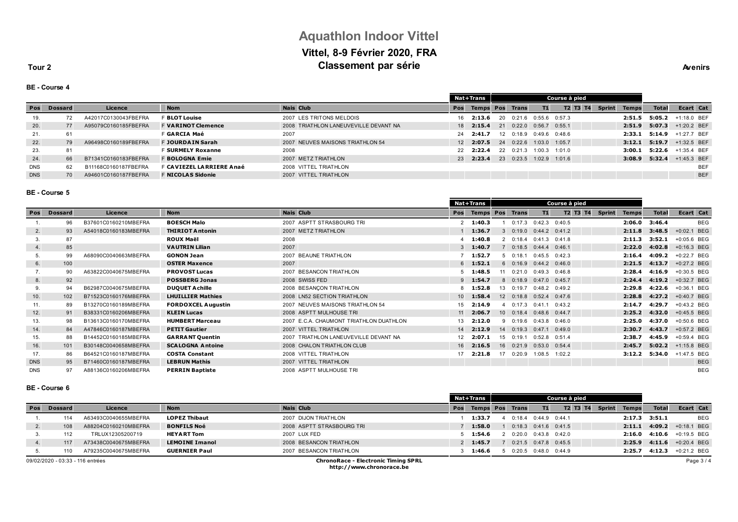# Aquathlon Indoor Vittel

## Vittel, 8-9 Février 2020, FRA

## Classement par série

**Tour 2** — **Avenirs**

### BE - Course 4

| | | | | | | Nat+Trans | | Course à pied | | | | | | | | | | | |
|---|---|---|---|---|---|---|---|---|---|---|---|---|---|---|---|---|---|---|---|
| Pos | Dossard | Licence | | Nom | Nais Club | Pos | Temps | Pos | Trans | T1 | T2 | T3 | T4 | Sprint | Temps | Total | Ecart | Cat |
| 19. | 72 | A42017C0130043FBEFRA | F | **BLOT Louise** | 2007 LES TRITONS MELDOIS | 16 | **2:13.6** | 20 | 0:21.6 | 0:55.6 | 0:57.3 | | | | **2:51.5** | **5:05.2** | +1:18.0 | BEF |
| 20. | 77 | A95079C0160185FBEFRA | F | **VARINOT Clemence** | 2008 TRIATHLON LANEUVEVILLE DEVANT NA | 18 | **2:15.4** | 21 | 0:22.0 | 0:56.7 | 0:55.1 | | | | **2:51.9** | **5:07.3** | +1:20.2 | BEF |
| 21. | 61 | | F | **GARCIA Maé** | 2007 | 24 | **2:41.7** | 12 | 0:18.9 | 0:49.6 | 0:48.6 | | | | **2:33.1** | **5:14.9** | +1:27.7 | BEF |
| 22. | 79 | A96498C0160189FBEFRA | F | **JOURDAIN Sarah** | 2007 NEUVES MAISONS TRIATHLON 54 | 12 | **2:07.5** | 24 | 0:22.6 | 1:03.0 | 1:05.7 | | | | **3:12.1** | **5:19.7** | +1:32.5 | BEF |
| 23. | 81 | | F | **SURMELY Roxanne** | 2008 | 22 | **2:22.4** | 22 | 0:21.3 | 1:00.3 | 1:01.0 | | | | **3:00.1** | **5:22.6** | +1:35.4 | BEF |
| 24. | 66 | B71341C0160183FBEFRA | F | **BOLOGNA Emie** | 2007 METZ TRIATHLON | 23 | **2:23.4** | 23 | 0:23.5 | 1:02.9 | 1:01.6 | | | | **3:08.9** | **5:32.4** | +1:45.3 | BEF |
| DNS | 62 | B11168C0160187FBEFRA | F | **CAVIEZEL LARRIERE Anaé** | 2008 VITTEL TRIATHLON | | | | | | | | | | | | | BEF |
| DNS | 70 | A94601C0160187FBEFRA | F | **NICOLAS Sidonie** | 2007 VITTEL TRIATHLON | | | | | | | | | | | | | BEF |

### BE - Course 5

| | | | | | Nat+Trans | | Course à pied | | | | | | | | | | | |
|---|---|---|---|---|---|---|---|---|---|---|---|---|---|---|---|---|---|---|
| Pos | Dossard | Licence | Nom | Nais Club | Pos | Temps | Pos | Trans | T1 | T2 | T3 | T4 | Sprint | Temps | Total | Ecart | Cat |
| 1. | 96 | B37601C0160210MBEFRA | **BOESCH Malo** | 2007 ASPTT STRASBOURG TRI | 2 | **1:40.3** | 1 | 0:17.3 | 0:42.3 | 0:40.5 | | | | **2:06.0** | **3:46.4** | | BEG |
| 2. | 93 | A54018C0160183MBEFRA | **THIRIOT Antonin** | 2007 METZ TRIATHLON | 1 | **1:36.7** | 3 | 0:19.0 | 0:44.2 | 0:41.2 | | | | **2:11.8** | **3:48.5** | +0:02.1 | BEG |
| 3. | 87 | | **ROUX Maël** | 2008 | 4 | **1:40.8** | 2 | 0:18.4 | 0:41.3 | 0:41.8 | | | | **2:11.3** | **3:52.1** | +0:05.6 | BEG |
| 4. | 85 | | **VAUTRIN Lilian** | 2007 | 3 | **1:40.7** | 7 | 0:18.5 | 0:44.4 | 0:46.1 | | | | **2:22.0** | **4:02.8** | +0:16.3 | BEG |
| 5. | 99 | A68090C0040663MBEFRA | **GONON Jean** | 2007 BEAUNE TRIATHLON | 7 | **1:52.7** | 5 | 0:18.1 | 0:45.5 | 0:42.3 | | | | **2:16.4** | **4:09.2** | +0:22.7 | BEG |
| 6. | 100 | | **OSTER Maxence** | 2007 | 6 | **1:52.1** | 6 | 0:16.9 | 0:44.2 | 0:46.0 | | | | **2:21.5** | **4:13.7** | +0:27.2 | BEG |
| 7. | 90 | A63822C0040675MBEFRA | **PROVOST Lucas** | 2007 BESANCON TRIATHLON | 5 | **1:48.5** | 11 | 0:21.0 | 0:49.3 | 0:46.8 | | | | **2:28.4** | **4:16.9** | +0:30.5 | BEG |
| 8. | 92 | | **POSSBERG Jonas** | 2008 SWISS FED | 9 | **1:54.7** | 8 | 0:18.9 | 0:47.0 | 0:45.7 | | | | **2:24.4** | **4:19.2** | +0:32.7 | BEG |
| 9. | 94 | B62987C0040675MBEFRA | **DUQUET Achille** | 2008 BESANÇON TRIATHLON | 8 | **1:52.8** | 13 | 0:19.7 | 0:48.2 | 0:49.2 | | | | **2:29.8** | **4:22.6** | +0:36.1 | BEG |
| 10. | 102 | B71523C0160176MBEFRA | **LHUILLIER Mathies** | 2008 LN52 SECTION TRIATHLON | 10 | **1:58.4** | 12 | 0:18.8 | 0:52.4 | 0:47.6 | | | | **2:28.8** | **4:27.2** | +0:40.7 | BEG |
| 11. | 89 | B13270C0160189MBEFRA | **FORDOXCEL Augustin** | 2007 NEUVES MAISONS TRIATHLON 54 | 15 | **2:14.9** | 4 | 0:17.3 | 0:41.1 | 0:43.2 | | | | **2:14.7** | **4:29.7** | +0:43.2 | BEG |
| 12. | 91 | B38331C0160206MBEFRA | **KLEIN Lucas** | 2008 ASPTT MULHOUSE TRI | 11 | **2:06.7** | 10 | 0:18.4 | 0:48.6 | 0:44.7 | | | | **2:25.2** | **4:32.0** | +0:45.5 | BEG |
| 13. | 98 | B13613C0160170MBEFRA | **HUMBERT Marceau** | 2007 E.C.A. CHAUMONT TRIATHLON DUATHLON | 13 | **2:12.0** | 9 | 0:19.6 | 0:43.8 | 0:46.0 | | | | **2:25.0** | **4:37.0** | +0:50.6 | BEG |
| 14. | 84 | A47846C0160187MBEFRA | **PETIT Gautier** | 2007 VITTEL TRIATHLON | 14 | **2:12.9** | 14 | 0:19.3 | 0:47.1 | 0:49.0 | | | | **2:30.7** | **4:43.7** | +0:57.2 | BEG |
| 15. | 88 | B14452C0160185MBEFRA | **GARRANT Quentin** | 2007 TRIATHLON LANEUVEVILLE DEVANT NA | 12 | **2:07.1** | 15 | 0:19.1 | 0:52.8 | 0:51.4 | | | | **2:38.7** | **4:45.9** | +0:59.4 | BEG |
| 16. | 101 | B30148C0040658MBEFRA | **SCALOGNA Antoine** | 2008 CHALON TRIATHLON CLUB | 16 | **2:16.5** | 16 | 0:21.9 | 0:53.0 | 0:54.4 | | | | **2:45.7** | **5:02.2** | +1:15.8 | BEG |
| 17. | 86 | B64521C0160187MBEFRA | **COSTA Constant** | 2008 VITTEL TRIATHLON | 17 | **2:21.8** | 17 | 0:20.9 | 1:08.5 | 1:02.2 | | | | **3:12.2** | **5:34.0** | +1:47.5 | BEG |
| DNS | 95 | B71460C0160187MBEFRA | **LEBRUN Mathis** | 2007 VITTEL TRIATHLON | | | | | | | | | | | | | BEG |
| DNS | 97 | A88136C0160206MBEFRA | **PERRIN Baptiste** | 2008 ASPTT MULHOUSE TRI | | | | | | | | | | | | | BEG |

### BE - Course 6

| | | | | | Nat+Trans | | Course à pied | | | | | | | | | | | |
|---|---|---|---|---|---|---|---|---|---|---|---|---|---|---|---|---|---|---|
| Pos | Dossard | Licence | Nom | Nais Club | Pos | Temps | Pos | Trans | T1 | T2 | T3 | T4 | Sprint | Temps | Total | Ecart | Cat |
| 1. | 114 | A63493C0040655MBEFRA | **LOPEZ Thibaut** | 2007 DIJON TRIATHLON | 1 | **1:33.7** | 4 | 0:18.4 | 0:44.9 | 0:44.1 | | | | **2:17.3** | **3:51.1** | | BEG |
| 2. | 108 | A88204C0160210MBEFRA | **BONFILS Noé** | 2008 ASPTT STRASBOURG TRI | 7 | **1:58.0** | 1 | 0:18.3 | 0:41.6 | 0:41.5 | | | | **2:11.1** | **4:09.2** | +0:18.1 | BEG |
| 3. | 112 | TRLUX12305200719 | **HEYART Tom** | 2007 LUX FED | 5 | **1:54.6** | 2 | 0:20.0 | 0:43.8 | 0:42.0 | | | | **2:16.0** | **4:10.6** | +0:19.5 | BEG |
| 4. | 117 | A73438C0040675MBEFRA | **LEMOINE Imanol** | 2008 BESANCON TRIATHLON | 2 | **1:45.7** | 7 | 0:21.5 | 0:47.8 | 0:45.5 | | | | **2:25.9** | **4:11.6** | +0:20.4 | BEG |
| 5. | 110 | A79235C0040675MBEFRA | **GUERNIER Paul** | 2007 BESANCON TRIATHLON | 3 | **1:46.6** | 5 | 0:20.5 | 0:48.0 | 0:44.9 | | | | **2:25.7** | **4:12.3** | +0:21.2 | BEG |

09/02/2020 - 03:33 - 116 entrées

**ChronoRace - Electronic Timing SPRL**
**http://www.chronorace.be**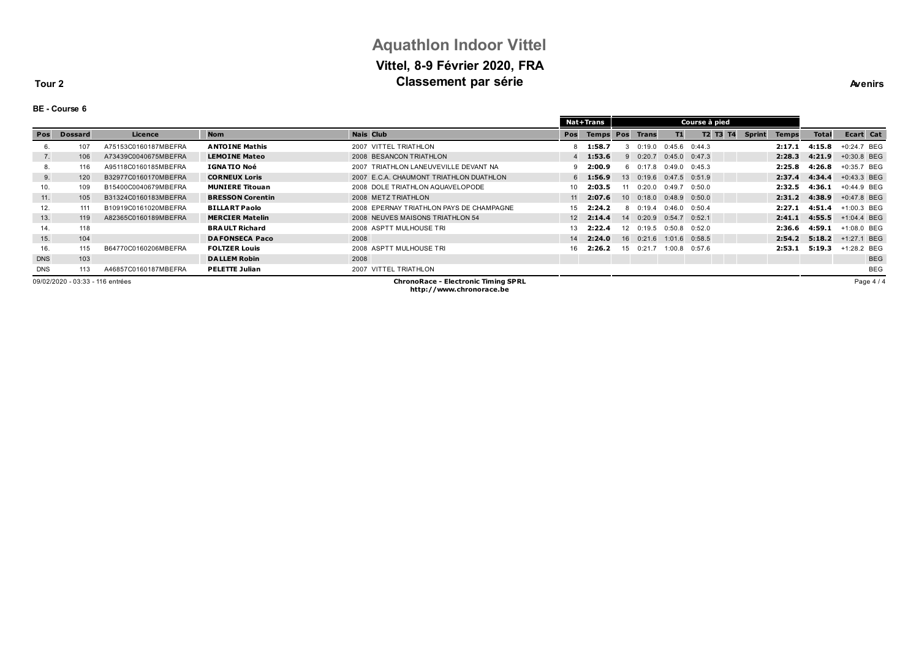# Aquathlon Indoor Vittel

## Vittel, 8-9 Février 2020, FRA

## Classement par série

**Tour 2** **Avenirs**

**BE - Course 6**

| | | | | | | Nat+Trans | | Course à pied | | | | | | | | | | |
|---|---|---|---|---|---|---|---|---|---|---|---|---|---|---|---|---|---|---|
| **Pos** | **Dossard** | **Licence** | **Nom** | **Nais** | **Club** | **Pos** | **Temps** | **Pos** | **Trans** | **T1** | **T2** | **T3** | **T4** | **Sprint** | **Temps** | **Total** | **Ecart** | **Cat** |
| 6. | 107 | A75153C0160187MBEFRA | **ANTOINE Mathis** | 2007 | VITTEL TRIATHLON | 8 | **1:58.7** | 3 | 0:19.0 | 0:45.6 | 0:44.3 | | | | **2:17.1** | **4:15.8** | +0:24.7 | BEG |
| 7. | 106 | A73439C0040675MBEFRA | **LEMOINE Mateo** | 2008 | BESANCON TRIATHLON | 4 | **1:53.6** | 9 | 0:20.7 | 0:45.0 | 0:47.3 | | | | **2:28.3** | **4:21.9** | +0:30.8 | BEG |
| 8. | 116 | A95118C0160185MBEFRA | **IGNATIO Noé** | 2007 | TRIATHLON LANEUVEVILLE DEVANT NA | 9 | **2:00.9** | 6 | 0:17.8 | 0:49.0 | 0:45.3 | | | | **2:25.8** | **4:26.8** | +0:35.7 | BEG |
| 9. | 120 | B32977C0160170MBEFRA | **CORNEUX Loris** | 2007 | E.C.A. CHAUMONT TRIATHLON DUATHLON | 6 | **1:56.9** | 13 | 0:19.6 | 0:47.5 | 0:51.9 | | | | **2:37.4** | **4:34.4** | +0:43.3 | BEG |
| 10. | 109 | B15400C0040679MBEFRA | **MUNIERE Titouan** | 2008 | DOLE TRIATHLON AQUAVELOPODE | 10 | **2:03.5** | 11 | 0:20.0 | 0:49.7 | 0:50.0 | | | | **2:32.5** | **4:36.1** | +0:44.9 | BEG |
| 11. | 105 | B31324C0160183MBEFRA | **BRESSON Corentin** | 2008 | METZ TRIATHLON | 11 | **2:07.6** | 10 | 0:18.0 | 0:48.9 | 0:50.0 | | | | **2:31.2** | **4:38.9** | +0:47.8 | BEG |
| 12. | 111 | B10919C0161020MBEFRA | **BILLART Paolo** | 2008 | EPERNAY TRIATHLON PAYS DE CHAMPAGNE | 15 | **2:24.2** | 8 | 0:19.4 | 0:46.0 | 0:50.4 | | | | **2:27.1** | **4:51.4** | +1:00.3 | BEG |
| 13. | 119 | A82365C0160189MBEFRA | **MERCIER Matelin** | 2008 | NEUVES MAISONS TRIATHLON 54 | 12 | **2:14.4** | 14 | 0:20.9 | 0:54.7 | 0:52.1 | | | | **2:41.1** | **4:55.5** | +1:04.4 | BEG |
| 14. | 118 | | **BRAULT Richard** | 2008 | ASPTT MULHOUSE TRI | 13 | **2:22.4** | 12 | 0:19.5 | 0:50.8 | 0:52.0 | | | | **2:36.6** | **4:59.1** | +1:08.0 | BEG |
| 15. | 104 | | **DAFONSECA Paco** | 2008 | | 14 | **2:24.0** | 16 | 0:21.6 | 1:01.6 | 0:58.5 | | | | **2:54.2** | **5:18.2** | +1:27.1 | BEG |
| 16. | 115 | B64770C0160206MBEFRA | **FOLTZER Louis** | 2008 | ASPTT MULHOUSE TRI | 16 | **2:26.2** | 15 | 0:21.7 | 1:00.8 | 0:57.6 | | | | **2:53.1** | **5:19.3** | +1:28.2 | BEG |
| DNS | 103 | | **DALLEM Robin** | 2008 | | | | | | | | | | | | | | BEG |
| DNS | 113 | A46857C0160187MBEFRA | **PELETTE Julian** | 2007 | VITTEL TRIATHLON | | | | | | | | | | | | | BEG |

09/02/2020 - 03:33 - 116 entrées

**ChronoRace - Electronic Timing SPRL**
**http://www.chronorace.be**